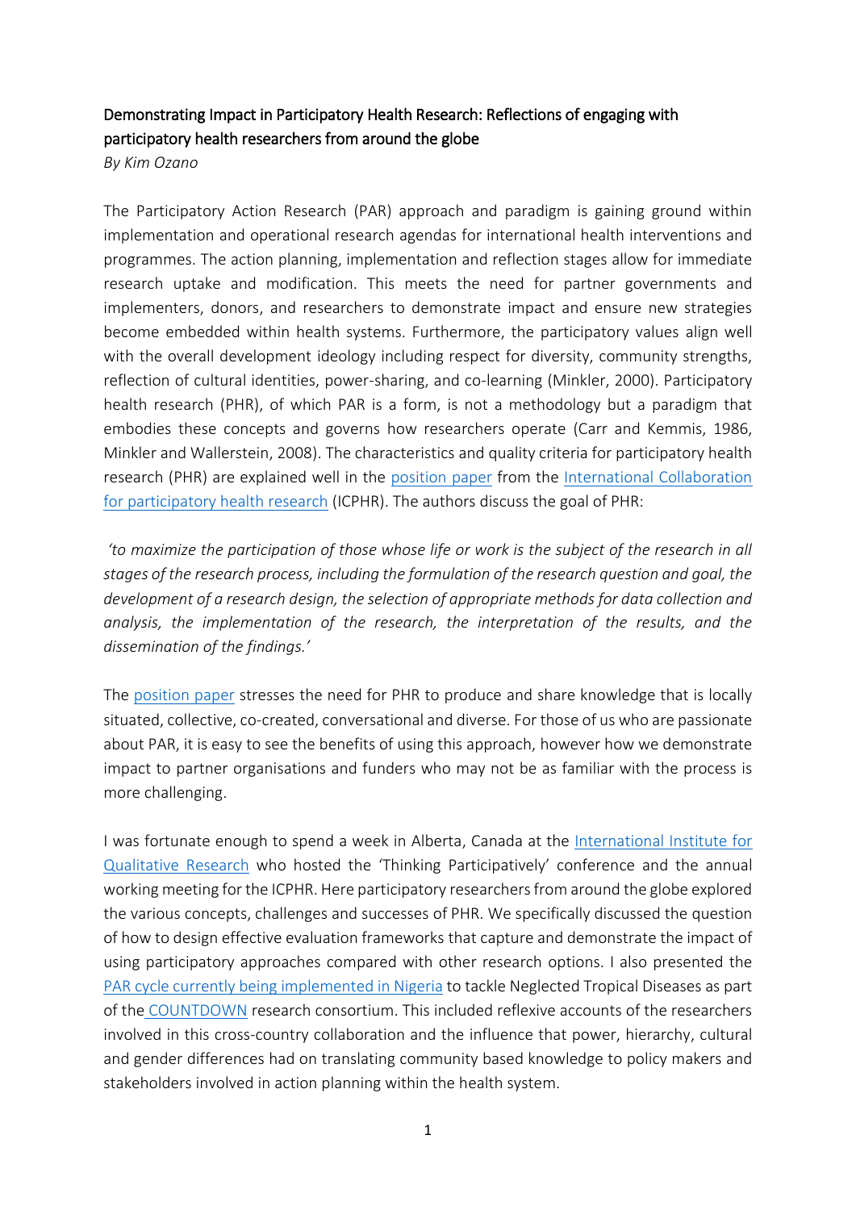# Demonstrating Impact in Participatory Health Research: Reflections of engaging with participatory health researchers from around the globe

*By Kim Ozano*

The Participatory Action Research (PAR) approach and paradigm is gaining ground within implementation and operational research agendas for international health interventions and programmes. The action planning, implementation and reflection stages allow for immediate research uptake and modification. This meets the need for partner governments and implementers, donors, and researchers to demonstrate impact and ensure new strategies become embedded within health systems. Furthermore, the participatory values align well with the overall development ideology including respect for diversity, community strengths, reflection of cultural identities, power-sharing, and co-learning (Minkler, 2000). Participatory health research (PHR), of which PAR is a form, is not a methodology but a paradigm that embodies these concepts and governs how researchers operate (Carr and Kemmis, 1986, Minkler and Wallerstein, 2008). The characteristics and quality criteria for participatory health research (PHR) are explained well in the position paper from the International Collaboration for participatory health research (ICPHR). The authors discuss the goal of PHR:

*'to maximize the participation of those whose life or work is the subject of the research in all stages of the research process, including the formulation of the research question and goal, the development of a research design, the selection of appropriate methods for data collection and analysis, the implementation of the research, the interpretation of the results, and the dissemination of the findings.'*

The position paper stresses the need for PHR to produce and share knowledge that is locally situated, collective, co-created, conversational and diverse. For those of us who are passionate about PAR, it is easy to see the benefits of using this approach, however how we demonstrate impact to partner organisations and funders who may not be as familiar with the process is more challenging.

I was fortunate enough to spend a week in Alberta, Canada at the International Institute for Qualitative Research who hosted the 'Thinking Participatively' conference and the annual working meeting for the ICPHR. Here participatory researchers from around the globe explored the various concepts, challenges and successes of PHR. We specifically discussed the question of how to design effective evaluation frameworks that capture and demonstrate the impact of using participatory approaches compared with other research options. I also presented the PAR cycle currently being implemented in Nigeria to tackle Neglected Tropical Diseases as part of the COUNTDOWN research consortium. This included reflexive accounts of the researchers involved in this cross-country collaboration and the influence that power, hierarchy, cultural and gender differences had on translating community based knowledge to policy makers and stakeholders involved in action planning within the health system.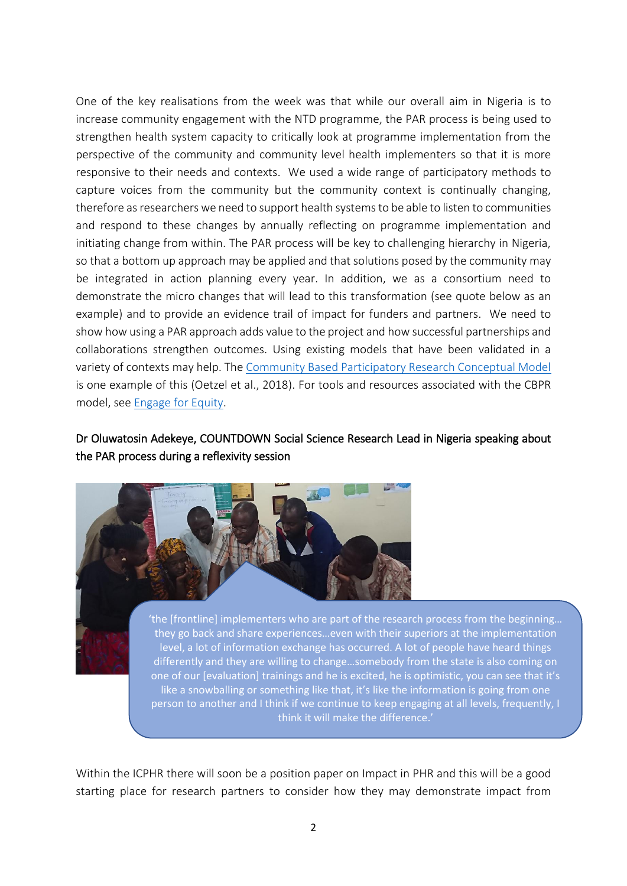One of the key realisations from the week was that while our overall aim in Nigeria is to increase community engagement with the NTD programme, the PAR process is being used to strengthen health system capacity to critically look at programme implementation from the perspective of the community and community level health implementers so that it is more responsive to their needs and contexts. We used a wide range of participatory methods to capture voices from the community but the community context is continually changing, therefore as researchers we need to support health systems to be able to listen to communities and respond to these changes by annually reflecting on programme implementation and initiating change from within. The PAR process will be key to challenging hierarchy in Nigeria, so that a bottom up approach may be applied and that solutions posed by the community may be integrated in action planning every year. In addition, we as a consortium need to demonstrate the micro changes that will lead to this transformation (see quote below as an example) and to provide an evidence trail of impact for funders and partners. We need to show how using a PAR approach adds value to the project and how successful partnerships and collaborations strengthen outcomes. Using existing models that have been validated in a variety of contexts may help. The Community Based Participatory Research Conceptual Model is one example of this (Oetzel et al., 2018). For tools and resources associated with the CBPR model, see Engage for Equity.

Dr Oluwatosin Adekeye, COUNTDOWN Social Science Research Lead in Nigeria speaking about the PAR process during a reflexivity session

'the [frontline] implementers who are part of the research process from the beginning… they go back and share experiences…even with their superiors at the implementation level, a lot of information exchange has occurred. A lot of people have heard things differently and they are willing to change…somebody from the state is also coming on one of our [evaluation] trainings and he is excited, he is optimistic, you can see that it's like a snowballing or something like that, it's like the information is going from one person to another and I think if we continue to keep engaging at all levels, frequently, I think it will make the difference.'

Within the ICPHR there will soon be a position paper on Impact in PHR and this will be a good starting place for research partners to consider how they may demonstrate impact from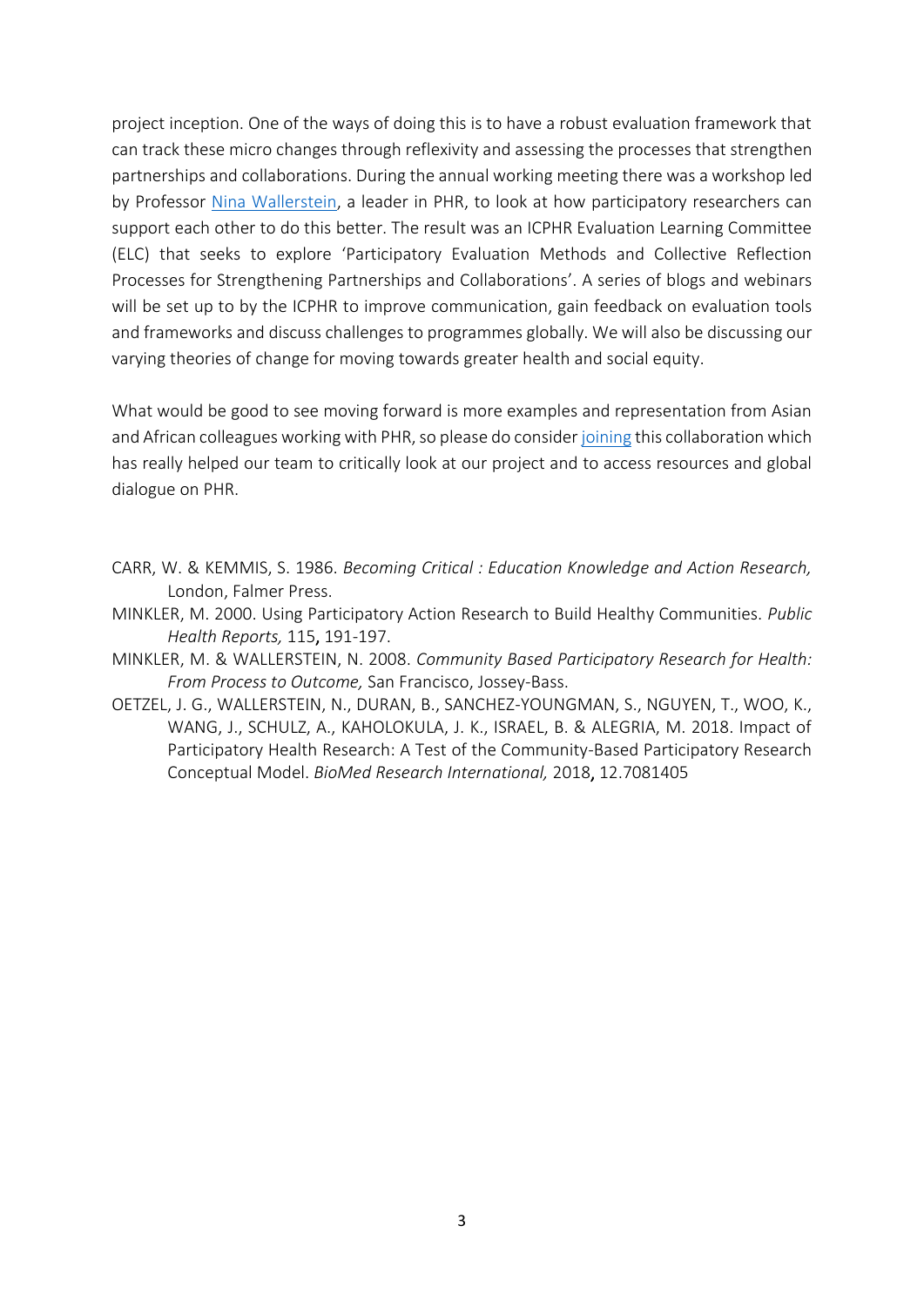project inception. One of the ways of doing this is to have a robust evaluation framework that can track these micro changes through reflexivity and assessing the processes that strengthen partnerships and collaborations. During the annual working meeting there was a workshop led by Professor Nina Wallerstein, a leader in PHR, to look at how participatory researchers can support each other to do this better. The result was an ICPHR Evaluation Learning Committee (ELC) that seeks to explore 'Participatory Evaluation Methods and Collective Reflection Processes for Strengthening Partnerships and Collaborations'. A series of blogs and webinars will be set up to by the ICPHR to improve communication, gain feedback on evaluation tools and frameworks and discuss challenges to programmes globally. We will also be discussing our varying theories of change for moving towards greater health and social equity.

What would be good to see moving forward is more examples and representation from Asian and African colleagues working with PHR, so please do consider joining this collaboration which has really helped our team to critically look at our project and to access resources and global dialogue on PHR.

CARR, W. & KEMMIS, S. 1986. *Becoming Critical : Education Knowledge and Action Research,* London, Falmer Press.

MINKLER, M. 2000. Using Participatory Action Research to Build Healthy Communities. *Public Health Reports,* 115, 191-197.

MINKLER, M. & WALLERSTEIN, N. 2008. *Community Based Participatory Research for Health: From Process to Outcome,* San Francisco, Jossey-Bass.

OETZEL, J. G., WALLERSTEIN, N., DURAN, B., SANCHEZ-YOUNGMAN, S., NGUYEN, T., WOO, K., WANG, J., SCHULZ, A., KAHOLOKULA, J. K., ISRAEL, B. & ALEGRIA, M. 2018. Impact of Participatory Health Research: A Test of the Community-Based Participatory Research Conceptual Model. *BioMed Research International,* 2018, 12.7081405